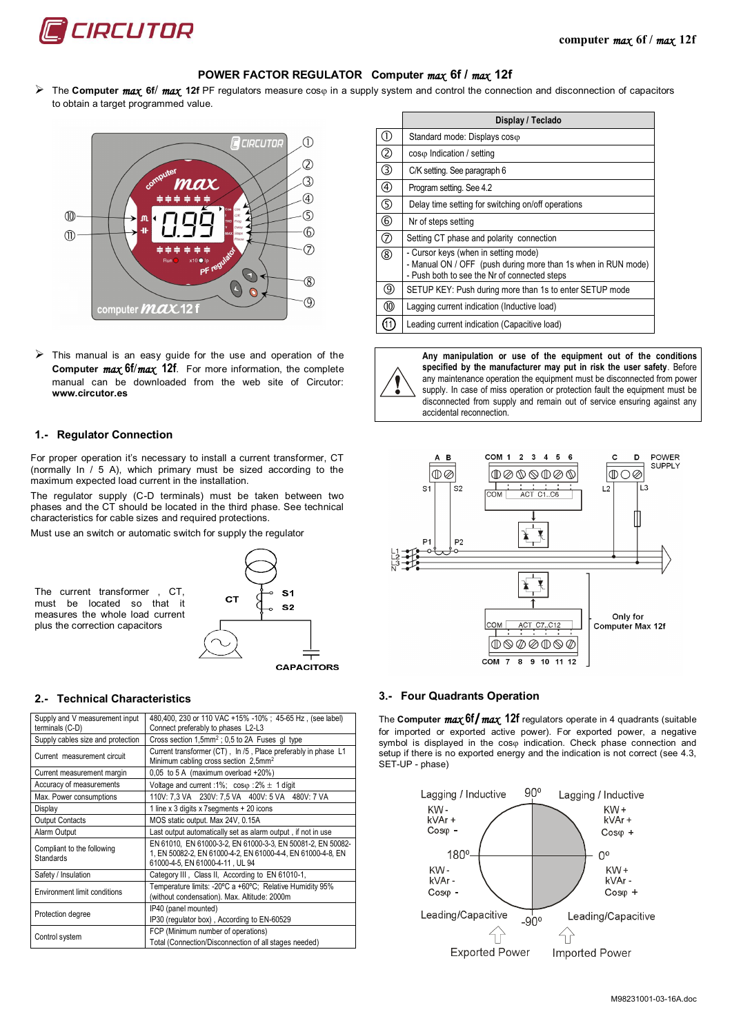# POWER FACTOR REGULATOR Computer *max* 6f / *max* 12f

- The **Computer *max* 6f/ *max* 12f** PF regulators measure cosφ in a supply system and control the connection and disconnection of capacitors to obtain a target programmed value.

| | Display / Teclado |
|---|---|
| ① | Standard mode: Displays cosφ |
| ② | cosφ Indication / setting |
| ③ | C/K setting. See paragraph 6 |
| ④ | Program setting. See 4.2 |
| ⑤ | Delay time setting for switching on/off operations |
| ⑥ | Nr of steps setting |
| ⑦ | Setting CT phase and polarity connection |
| ⑧ | - Cursor keys (when in setting mode)<br>- Manual ON / OFF (push during more than 1s when in RUN mode)<br>- Push both to see the Nr of connected steps |
| ⑨ | SETUP KEY: Push during more than 1s to enter SETUP mode |
| ⑩ | Lagging current indication (Inductive load) |
| ⑪ | Leading current indication (Capacitive load) |

- This manual is an easy guide for the use and operation of the **Computer *max* 6f/*max* 12f**. For more information, the complete manual can be downloaded from the web site of Circutor: **www.circutor.es**

**Any manipulation or use of the equipment out of the conditions specified by the manufacturer may put in risk the user safety**. Before any maintenance operation the equipment must be disconnected from power supply. In case of miss operation or protection fault the equipment must be disconnected from supply and remain out of service ensuring against any accidental reconnection.

## 1.- Regulator Connection

For proper operation it's necessary to install a current transformer, CT (normally In / 5 A), which primary must be sized according to the maximum expected load current in the installation.

The regulator supply (C-D terminals) must be taken between two phases and the CT should be located in the third phase. See technical characteristics for cable sizes and required protections.

Must use an switch or automatic switch for supply the regulator

The current transformer , CT, must be located so that it measures the whole load current plus the correction capacitors

CT S1 S2

CAPACITORS

A B COM 1 2 3 4 5 6 C D POWER SUPPLY

S1 S2 COM ACT C1..C6 L2 L3

P1 P2 L1 L2 L3 N

COM ACT C7..C12 Only for Computer Max 12f

COM 7 8 9 10 11 12

## 2.- Technical Characteristics

| | |
|---|---|
| Supply and V measurement input terminals (C-D) | 480,400, 230 or 110 VAC +15% -10% ; 45-65 Hz , (see label) Connect preferably to phases L2-L3 |
| Supply cables size and protection | Cross section 1,5mm$^2$ ; 0,5 to 2A Fuses gl type |
| Current measurement circuit | Current transformer (CT) , In /5 , Place preferably in phase L1 Minimum cabling cross section 2,5mm$^2$ |
| Current measurement margin | 0,05 to 5 A (maximum overload +20%) |
| Accuracy of measurements | Voltage and current :1%; cosφ :2% ± 1 digit |
| Max. Power consumptions | 110V: 7,3 VA 230V: 7,5 VA 400V: 5 VA 480V: 7 VA |
| Display | 1 line x 3 digits x 7segments + 20 icons |
| Output Contacts | MOS static output. Max 24V, 0.15A |
| Alarm Output | Last output automatically set as alarm output , if not in use |
| Compliant to the following Standards | EN 61010, EN 61000-3-2, EN 61000-3-3, EN 50081-2, EN 50082-1, EN 50082-2, EN 61000-4-2, EN 61000-4-4, EN 61000-4-5, EN 61000-4-11 , UL 94 |
| Safety / Insulation | Category III , Class II, According to EN 61010-1, |
| Environment limit conditions | Temperature limits: -20ºC a +60ºC; Relative Humidity 95% (without condensation). Max. Altitude: 2000m |
| Protection degree | IP40 (panel mounted) IP30 (regulator box) , According to EN-60529 |
| Control system | FCP (Minimum number of operations) Total (Connection/Disconnection of all stages needed) |

## 3.- Four Quadrants Operation

The **Computer *max* 6f/*max* 12f** regulators operate in 4 quadrants (suitable for imported or exported active power). For exported power, a negative symbol is displayed in the cosφ indication. Check phase connection and setup if there is no exported energy and the indication is not correct (see 4.3, SET-UP - phase)

| Lagging / Inductive | 90º | Lagging / Inductive |
|---|---|---|
| KW -<br>kVAr +<br>Cosφ - | | KW +<br>kVAr +<br>Cosφ + |
| 180º | | 0º |
| KW -<br>kVAr -<br>Cosφ - | | KW +<br>kVAr -<br>Cosφ + |
| Leading/Capacitive | -90º | Leading/Capacitive |
| Exported Power | | Imported Power |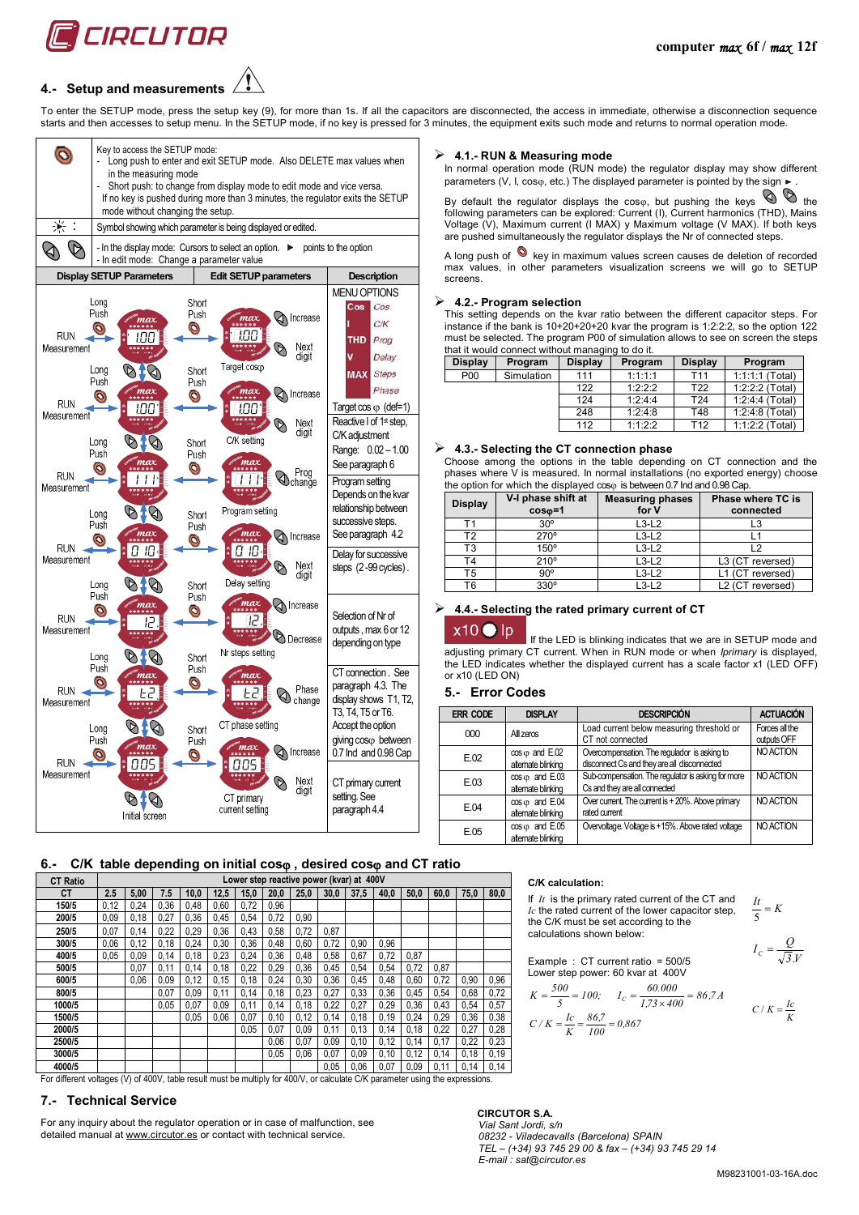## 4.- Setup and measurements

To enter the SETUP mode, press the setup key (9), for more than 1s. If all the capacitors are disconnected, the access in immediate, otherwise a disconnection sequence starts and then accesses to setup menu. In the SETUP mode, if no key is pressed for 3 minutes, the equipment exits such mode and returns to normal operation mode.

| | |
|---|---|
| | Key to access the SETUP mode: - Long push to enter and exit SETUP mode. Also DELETE max values when in the measuring mode - Short push: to change from display mode to edit mode and vice versa. If no key is pushed during more than 3 minutes, the regulator exits the SETUP mode without changing the setup. |
| | Symbol showing which parameter is being displayed or edited. |
| | - In the display mode: Cursors to select an option. ► points to the option - In edit mode: Change a parameter value |

| Display SETUP Parameters | Edit SETUP parameters | Description |
|---|---|---|
| | | MENU OPTIONS: Cos, I, THD, V, MAX / Cos, C/K, Prog, Delay, Steps, Phase |
| Long Push, RUN Measurement, 1.00 | Short Push, 1.00, Increase, Next digit, Target cosφ | Target cos φ (def=1) |
| Long Push, RUN Measurement, 1.00 | Short Push, 1.00, Increase, Next digit, C/K setting | Reactive I of 1st step, C/K adjustment. Range: 0.02 – 1.00. See paragraph 6 |
| Long Push, RUN Measurement, 111 | Short Push, 111, Prog change, Program setting | Program setting. Depends on the kvar relationship between successive steps. See paragraph 4.2 |
| Long Push, RUN Measurement, 010 | Short Push, 010, Increase, Next digit, Delay setting | Delay for successive steps (2 -99 cycles). |
| Long Push, RUN Measurement, 12 | Short Push, 12, Increase, Decrease, Nr steps setting | Selection of Nr of outputs, max 6 or 12 depending on type |
| Long Push, RUN Measurement, t2 | Short Push, t2, Phase change, CT phase setting | CT connection. See paragraph 4.3. The display shows T1, T2, T3, T4, T5 or T6. Accept the option giving cosφ between 0.7 Ind and 0.98 Cap |
| Long Push, RUN Measurement, 005, Initial screen | Short Push, 005, Increase, Next digit, CT primary current setting | CT primary current setting. See paragraph 4.4 |

### 4.1.- RUN & Measuring mode

In normal operation mode (RUN mode) the regulator display may show different parameters (V, I, cosφ, etc.) The displayed parameter is pointed by the sign ►.

By default the regulator displays the cosφ, but pushing the keys the following parameters can be explored: Current (I), Current harmonics (THD), Mains Voltage (V), Maximum current (I MAX) y Maximum voltage (V MAX). If both keys are pushed simultaneously the regulator displays the Nr of connected steps.

A long push of key in maximum values screen causes de deletion of recorded max values, in other parameters visualization screens we will go to SETUP screens.

### 4.2.- Program selection

This setting depends on the kvar ratio between the different capacitor steps. For instance if the bank is 10+20+20+20 kvar the program is 1:2:2:2, so the option 122 must be selected. The program P00 of simulation allows to see on screen the steps that it would connect without managing to do it.

| Display | Program | Display | Program | Display | Program |
|---|---|---|---|---|---|
| P00 | Simulation | 111 | 1:1:1:1 | T11 | 1:1:1:1 (Total) |
| | | 122 | 1:2:2:2 | T22 | 1:2:2:2 (Total) |
| | | 124 | 1:2:4:4 | T24 | 1:2:4:4 (Total) |
| | | 248 | 1:2:4:8 | T48 | 1:2:4:8 (Total) |
| | | 112 | 1:1:2:2 | T12 | 1:1:2:2 (Total) |

### 4.3.- Selecting the CT connection phase

Choose among the options in the table depending on CT connection and the phases where V is measured. In normal installations (no exported energy) choose the option for which the displayed cosφ is between 0.7 Ind and 0.98 Cap.

| Display | V-I phase shift at cosφ=1 | Measuring phases for V | Phase where TC is connected |
|---|---|---|---|
| T1 | 30º | L3-L2 | L3 |
| T2 | 270º | L3-L2 | L1 |
| T3 | 150º | L3-L2 | L2 |
| T4 | 210º | L3-L2 | L3 (CT reversed) |
| T5 | 90º | L3-L2 | L1 (CT reversed) |
| T6 | 330º | L3-L2 | L2 (CT reversed) |

### 4.4.- Selecting the rated primary current of CT

x10 ● Ip

If the LED is blinking indicates that we are in SETUP mode and adjusting primary CT current. When in RUN mode or when *Iprimary* is displayed, the LED indicates whether the displayed current has a scale factor x1 (LED OFF) or x10 (LED ON)

## 5.- Error Codes

| ERR CODE | DISPLAY | DESCRIPCIÓN | ACTUACIÓN |
|---|---|---|---|
| 000 | All zeros | Load current below measuring threshold or CT not connected | Forces all the outputs OFF |
| E.02 | cos φ and E.02 alternate blinking | Overcompensation. The regulador is asking to disconnect Cs and they are all disconnected | NO ACTION |
| E.03 | cos φ and E.03 alternate blinking | Sub-compensation. The regulator is asking for more Cs and they are all connected | NO ACTION |
| E.04 | cos φ and E.04 alternate blinking | Over current. The current is + 20%. Above primary rated current | NO ACTION |
| E.05 | cos φ and E.05 alternate blinking | Overvoltage. Voltage is +15%. Above rated voltage | NO ACTION |

## 6.- C/K table depending on initial cosφ, desired cosφ and CT ratio

| CT Ratio | Lower step reactive power (kvar) at 400V | | | | | | | | | | | | | | | |
|---|---|---|---|---|---|---|---|---|---|---|---|---|---|---|---|---|
| CT | 2.5 | 5,00 | 7.5 | 10,0 | 12,5 | 15,0 | 20,0 | 25,0 | 30,0 | 37,5 | 40,0 | 50,0 | 60,0 | 75,0 | 80,0 |
| 150/5 | 0,12 | 0,24 | 0,36 | 0,48 | 0,60 | 0,72 | 0,96 | | | | | | | | |
| 200/5 | 0,09 | 0,18 | 0,27 | 0,36 | 0,45 | 0,54 | 0,72 | 0,90 | | | | | | | |
| 250/5 | 0,07 | 0,14 | 0,22 | 0,29 | 0,36 | 0,43 | 0,58 | 0,72 | 0,87 | | | | | | |
| 300/5 | 0,06 | 0,12 | 0,18 | 0,24 | 0,30 | 0,36 | 0,48 | 0,60 | 0,72 | 0,90 | 0,96 | | | | |
| 400/5 | 0,05 | 0,09 | 0,14 | 0,18 | 0,23 | 0,24 | 0,36 | 0,48 | 0,58 | 0,67 | 0,72 | 0,87 | | | |
| 500/5 | | 0,07 | 0,11 | 0,14 | 0,18 | 0,22 | 0,29 | 0,36 | 0,45 | 0,54 | 0,54 | 0,72 | 0,87 | | |
| 600/5 | | 0,06 | 0,09 | 0,12 | 0,15 | 0,18 | 0,24 | 0,30 | 0,36 | 0,45 | 0,48 | 0,60 | 0,72 | 0,90 | 0,96 |
| 800/5 | | | 0,07 | 0,09 | 0,11 | 0,14 | 0,18 | 0,23 | 0,27 | 0,33 | 0,36 | 0,45 | 0,54 | 0,68 | 0,72 |
| 1000/5 | | | 0,05 | 0,07 | 0,09 | 0,11 | 0,14 | 0,18 | 0,22 | 0,27 | 0,29 | 0,36 | 0,43 | 0,54 | 0,57 |
| 1500/5 | | | | 0,05 | 0,06 | 0,07 | 0,10 | 0,12 | 0,14 | 0,18 | 0,19 | 0,24 | 0,29 | 0,36 | 0,38 |
| 2000/5 | | | | | | 0,05 | 0,07 | 0,09 | 0,11 | 0,13 | 0,14 | 0,18 | 0,22 | 0,27 | 0,28 |
| 2500/5 | | | | | | | 0,06 | 0,07 | 0,09 | 0,10 | 0,12 | 0,14 | 0,17 | 0,22 | 0,23 |
| 3000/5 | | | | | | | 0,05 | 0,06 | 0,07 | 0,09 | 0,10 | 0,12 | 0,14 | 0,18 | 0,19 |
| 4000/5 | | | | | | | | | 0,05 | 0,06 | 0,07 | 0,09 | 0,11 | 0,14 | 0,14 |

For different voltages (V) of 400V, table result must be multiply for 400/V, or calculate C/K parameter using the expressions.

**C/K calculation:**

If $It$ is the primary rated current of the CT and $Ic$ the rated current of the lower capacitor step, the C/K must be set according to the calculations shown below:

$$\frac{It}{5} = K \qquad I_C = \frac{Q}{\sqrt{3}\,V} \qquad C/K = \frac{Ic}{K}$$

Example : CT current ratio = 500/5
Lower step power: 60 kvar at 400V

$$K = \frac{500}{5} = 100; \qquad I_C = \frac{60.000}{1{,}73 \times 400} = 86{,}7\,A$$

$$C/K = \frac{Ic}{K} = \frac{86{,}7}{100} = 0{,}867$$

## 7.- Technical Service

For any inquiry about the regulator operation or in case of malfunction, see detailed manual at www.circutor.es or contact with technical service.

**CIRCUTOR S.A.**
*Vial Sant Jordi, s/n*
*08232 - Viladecavalls (Barcelona) SPAIN*
*TEL – (+34) 93 745 29 00 & fax – (+34) 93 745 29 14*
*E-mail : sat@circutor.es*

M98231001-03-16A.doc